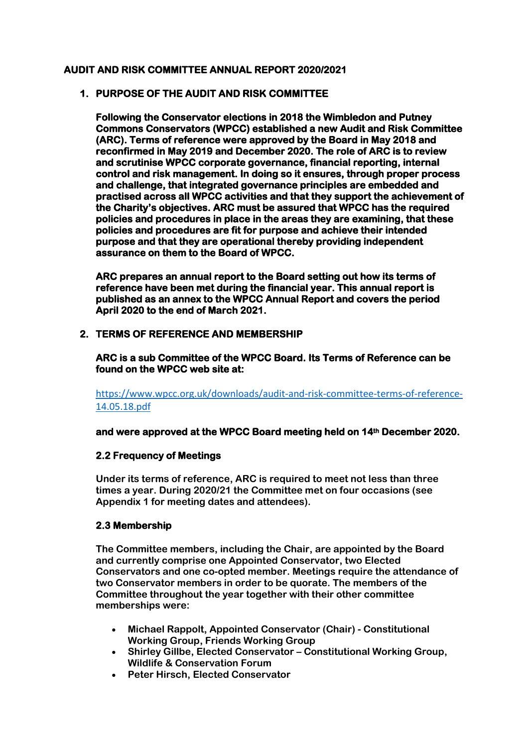# AUDIT AND RISK COMMITTEE ANNUAL REPORT 2020/2021

## 1. PURPOSE OF THE AUDIT AND RISK COMMITTEE

**Following the Conservator elections in 2018 the Wimbledon and Putney Commons Conservators (WPCC) established a new Audit and Risk Committee (ARC). Terms of reference were approved by the Board in May 2018 and reconfirmed in May 2019 and December 2020. The role of ARC is to review and scrutinise WPCC corporate governance, financial reporting, internal control and risk management. In doing so it ensures, through proper process and challenge, that integrated governance principles are embedded and practised across all WPCC activities and that they support the achievement of the Charity's objectives. ARC must be assured that WPCC has the required policies and procedures in place in the areas they are examining, that these policies and procedures are fit for purpose and achieve their intended purpose and that they are operational thereby providing independent assurance on them to the Board of WPCC.**

**ARC prepares an annual report to the Board setting out how its terms of reference have been met during the financial year. This annual report is published as an annex to the WPCC Annual Report and covers the period April 2020 to the end of March 2021.**

## 2. TERMS OF REFERENCE AND MEMBERSHIP

**ARC is a sub Committee of the WPCC Board. Its Terms of Reference can be found on the WPCC web site at:**

[https://www.wpcc.org.uk/downloads/audit-and-risk-committee-terms-of-reference-14.05.18.pdf](https://www.wpcc.org.uk/downloads/audit-and-risk-committee-terms-of-reference-14.05.18.pdf)

**and were approved at the WPCC Board meeting held on 14th December 2020.**

### 2.2 Frequency of Meetings

**Under its terms of reference, ARC is required to meet not less than three times a year. During 2020/21 the Committee met on four occasions (see Appendix 1 for meeting dates and attendees).**

### 2.3 Membership

**The Committee members, including the Chair, are appointed by the Board and currently comprise one Appointed Conservator, two Elected Conservators and one co-opted member. Meetings require the attendance of two Conservator members in order to be quorate. The members of the Committee throughout the year together with their other committee memberships were:**

- **Michael Rappolt, Appointed Conservator (Chair) - Constitutional Working Group, Friends Working Group**
- **Shirley Gillbe, Elected Conservator – Constitutional Working Group, Wildlife & Conservation Forum**
- **Peter Hirsch, Elected Conservator**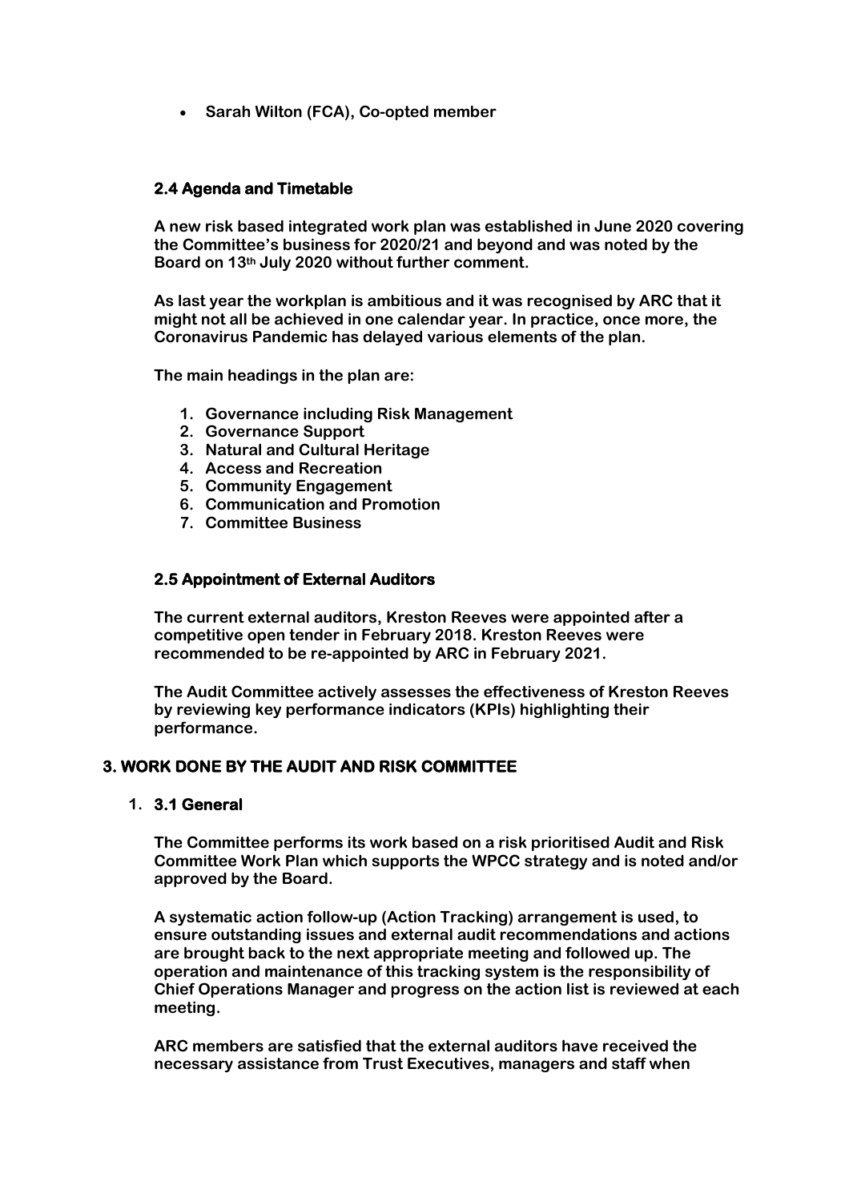- **Sarah Wilton (FCA), Co-opted member**

### 2.4 Agenda and Timetable

**A new risk based integrated work plan was established in June 2020 covering the Committee's business for 2020/21 and beyond and was noted by the Board on 13th July 2020 without further comment.**

**As last year the workplan is ambitious and it was recognised by ARC that it might not all be achieved in one calendar year. In practice, once more, the Coronavirus Pandemic has delayed various elements of the plan.**

**The main headings in the plan are:**

1. **Governance including Risk Management**
2. **Governance Support**
3. **Natural and Cultural Heritage**
4. **Access and Recreation**
5. **Community Engagement**
6. **Communication and Promotion**
7. **Committee Business**

### 2.5 Appointment of External Auditors

**The current external auditors, Kreston Reeves were appointed after a competitive open tender in February 2018. Kreston Reeves were recommended to be re-appointed by ARC in February 2021.**

**The Audit Committee actively assesses the effectiveness of Kreston Reeves by reviewing key performance indicators (KPIs) highlighting their performance.**

## 3. WORK DONE BY THE AUDIT AND RISK COMMITTEE

### 1. 3.1 General

**The Committee performs its work based on a risk prioritised Audit and Risk Committee Work Plan which supports the WPCC strategy and is noted and/or approved by the Board.**

**A systematic action follow-up (Action Tracking) arrangement is used, to ensure outstanding issues and external audit recommendations and actions are brought back to the next appropriate meeting and followed up. The operation and maintenance of this tracking system is the responsibility of Chief Operations Manager and progress on the action list is reviewed at each meeting.**

**ARC members are satisfied that the external auditors have received the necessary assistance from Trust Executives, managers and staff when**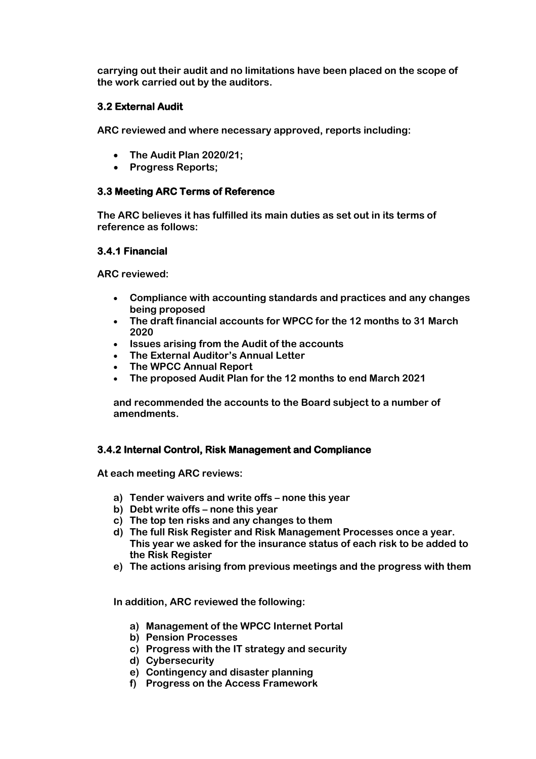carrying out their audit and no limitations have been placed on the scope of the work carried out by the auditors.

### 3.2 External Audit

ARC reviewed and where necessary approved, reports including:

- The Audit Plan 2020/21;
- Progress Reports;

### 3.3 Meeting ARC Terms of Reference

The ARC believes it has fulfilled its main duties as set out in its terms of reference as follows:

#### 3.4.1 Financial

ARC reviewed:

- Compliance with accounting standards and practices and any changes being proposed
- The draft financial accounts for WPCC for the 12 months to 31 March 2020
- Issues arising from the Audit of the accounts
- The External Auditor's Annual Letter
- The WPCC Annual Report
- The proposed Audit Plan for the 12 months to end March 2021

and recommended the accounts to the Board subject to a number of amendments.

#### 3.4.2 Internal Control, Risk Management and Compliance

At each meeting ARC reviews:

a) Tender waivers and write offs – none this year
b) Debt write offs – none this year
c) The top ten risks and any changes to them
d) The full Risk Register and Risk Management Processes once a year. This year we asked for the insurance status of each risk to be added to the Risk Register
e) The actions arising from previous meetings and the progress with them

In addition, ARC reviewed the following:

a) Management of the WPCC Internet Portal
b) Pension Processes
c) Progress with the IT strategy and security
d) Cybersecurity
e) Contingency and disaster planning
f) Progress on the Access Framework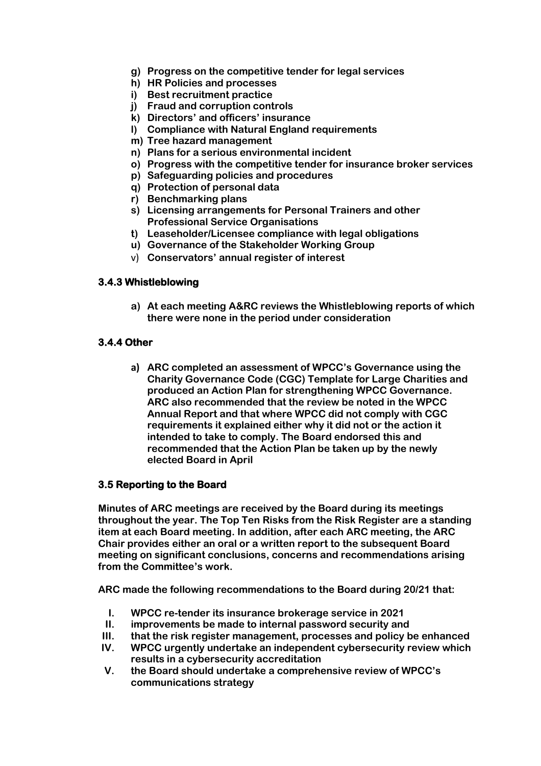g) **Progress on the competitive tender for legal services**
h) **HR Policies and processes**
i) **Best recruitment practice**
j) **Fraud and corruption controls**
k) **Directors' and officers' insurance**
l) **Compliance with Natural England requirements**
m) **Tree hazard management**
n) **Plans for a serious environmental incident**
o) **Progress with the competitive tender for insurance broker services**
p) **Safeguarding policies and procedures**
q) **Protection of personal data**
r) **Benchmarking plans**
s) **Licensing arrangements for Personal Trainers and other Professional Service Organisations**
t) **Leaseholder/Licensee compliance with legal obligations**
u) **Governance of the Stakeholder Working Group**
v) **Conservators' annual register of interest**

### 3.4.3 Whistleblowing

a) **At each meeting A&RC reviews the Whistleblowing reports of which there were none in the period under consideration**

### 3.4.4 Other

a) **ARC completed an assessment of WPCC's Governance using the Charity Governance Code (CGC) Template for Large Charities and produced an Action Plan for strengthening WPCC Governance. ARC also recommended that the review be noted in the WPCC Annual Report and that where WPCC did not comply with CGC requirements it explained either why it did not or the action it intended to take to comply. The Board endorsed this and recommended that the Action Plan be taken up by the newly elected Board in April**

### 3.5 Reporting to the Board

**Minutes of ARC meetings are received by the Board during its meetings throughout the year. The Top Ten Risks from the Risk Register are a standing item at each Board meeting. In addition, after each ARC meeting, the ARC Chair provides either an oral or a written report to the subsequent Board meeting on significant conclusions, concerns and recommendations arising from the Committee's work.**

**ARC made the following recommendations to the Board during 20/21 that:**

I. **WPCC re-tender its insurance brokerage service in 2021**
II. **improvements be made to internal password security and**
III. **that the risk register management, processes and policy be enhanced**
IV. **WPCC urgently undertake an independent cybersecurity review which results in a cybersecurity accreditation**
V. **the Board should undertake a comprehensive review of WPCC's communications strategy**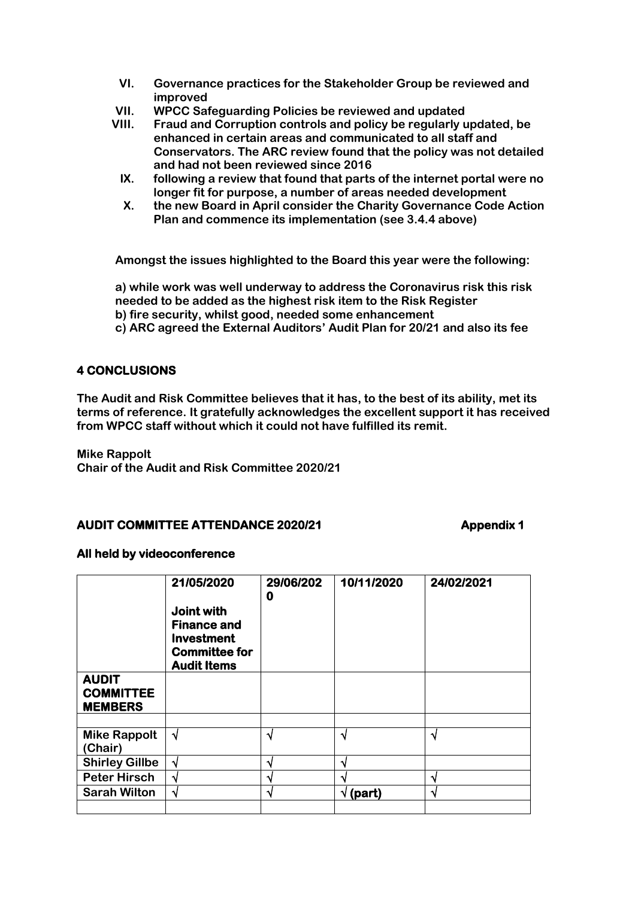VI. **Governance practices for the Stakeholder Group be reviewed and improved**
VII. **WPCC Safeguarding Policies be reviewed and updated**
VIII. **Fraud and Corruption controls and policy be regularly updated, be enhanced in certain areas and communicated to all staff and Conservators. The ARC review found that the policy was not detailed and had not been reviewed since 2016**
IX. **following a review that found that parts of the internet portal were no longer fit for purpose, a number of areas needed development**
X. **the new Board in April consider the Charity Governance Code Action Plan and commence its implementation (see 3.4.4 above)**

**Amongst the issues highlighted to the Board this year were the following:**

**a) while work was well underway to address the Coronavirus risk this risk needed to be added as the highest risk item to the Risk Register**
**b) fire security, whilst good, needed some enhancement**
**c) ARC agreed the External Auditors' Audit Plan for 20/21 and also its fee**

## 4 CONCLUSIONS

**The Audit and Risk Committee believes that it has, to the best of its ability, met its terms of reference. It gratefully acknowledges the excellent support it has received from WPCC staff without which it could not have fulfilled its remit.**

**Mike Rappolt**
**Chair of the Audit and Risk Committee 2020/21**

## AUDIT COMMITTEE ATTENDANCE 2020/21 — Appendix 1

**All held by videoconference**

| | 21/05/2020 Joint with Finance and Investment Committee for Audit Items | 29/06/2020 | 10/11/2020 | 24/02/2021 |
|---|---|---|---|---|
| **AUDIT COMMITTEE MEMBERS** | | | | |
| | | | | |
| **Mike Rappolt (Chair)** | √ | √ | √ | √ |
| **Shirley Gillbe** | √ | √ | √ | |
| **Peter Hirsch** | √ | √ | √ | √ |
| **Sarah Wilton** | √ | √ | √ (part) | √ |
| | | | | |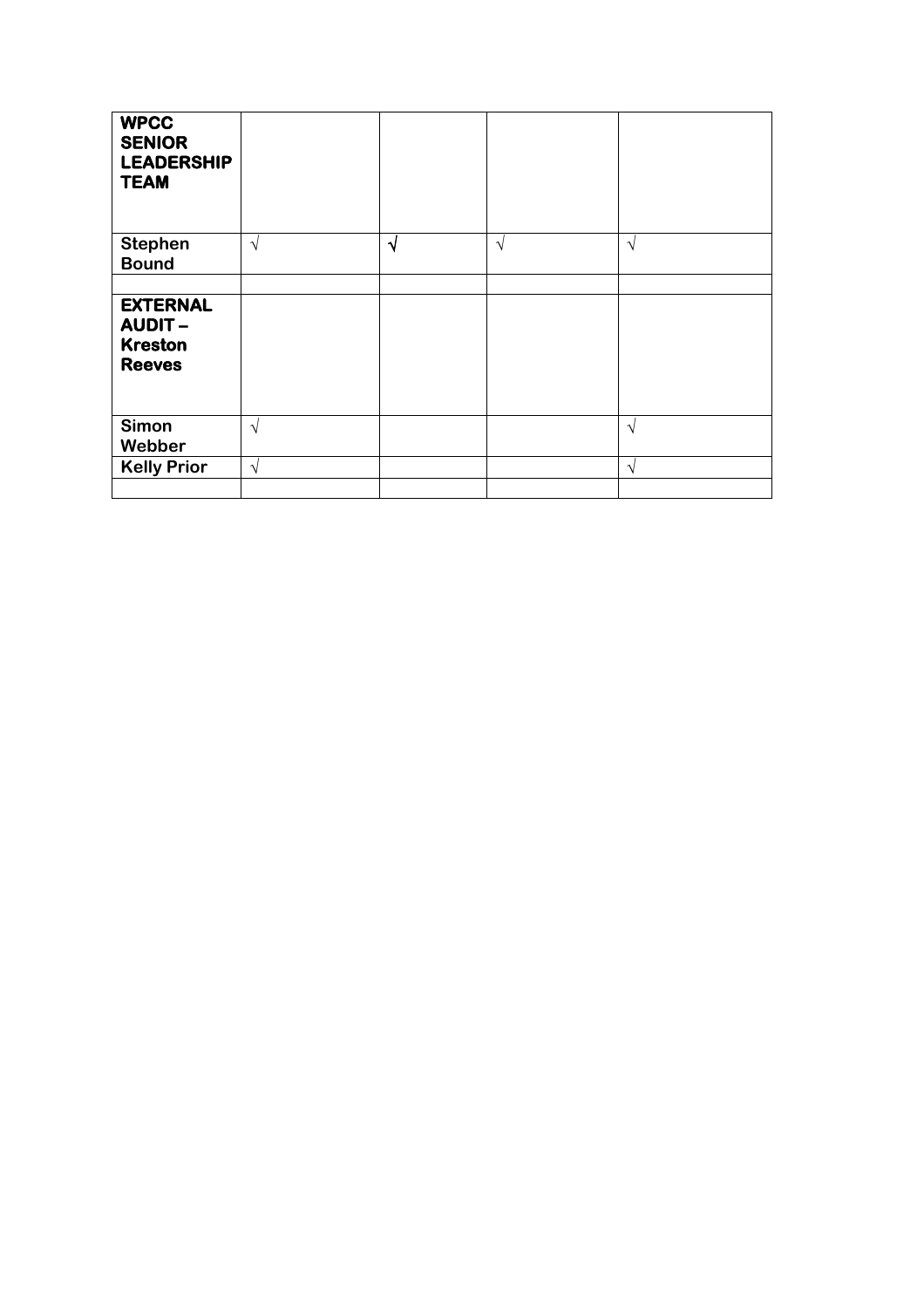| | | | | |
|---|---|---|---|---|
| **WPCC SENIOR LEADERSHIP TEAM** | | | | |
| **Stephen Bound** | √ | √ | √ | √ |
| | | | | |
| **EXTERNAL AUDIT – Kreston Reeves** | | | | |
| **Simon Webber** | √ | | | √ |
| **Kelly Prior** | √ | | | √ |
| | | | | |